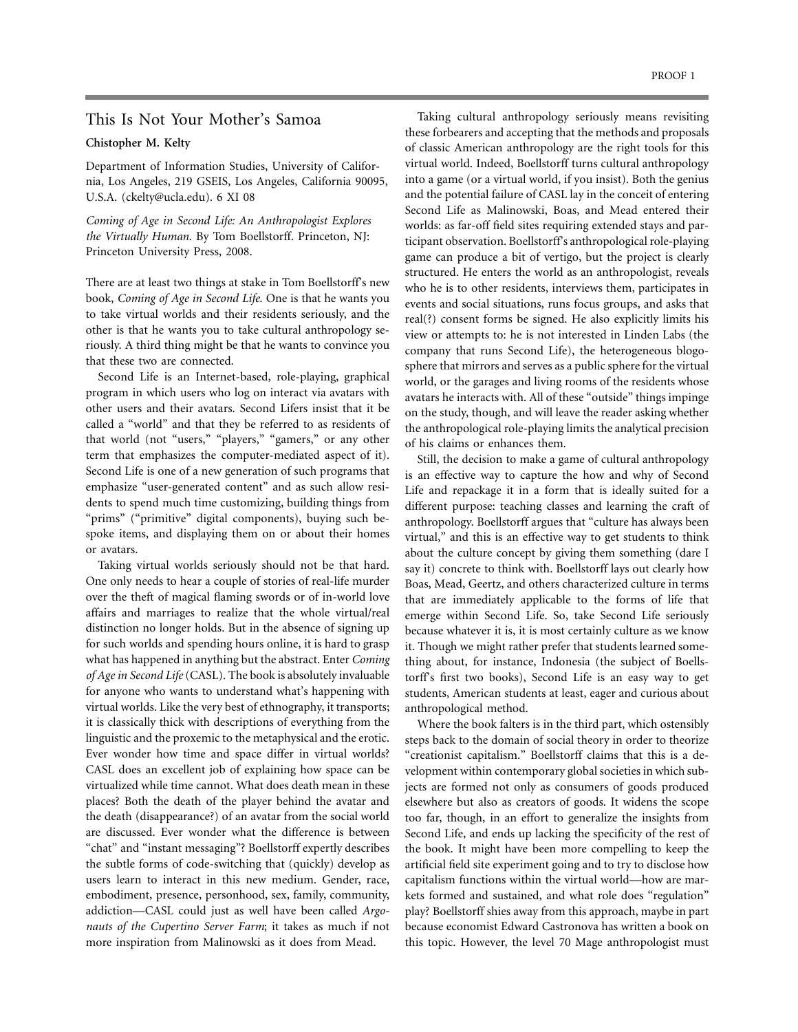## This Is Not Your Mother's Samoa

**Christopher M. Kelty**

Department of Information Studies, University of California, Los Angeles, 219 GSEIS, Los Angeles, California 90095, U.S.A. (ckelty@ucla.edu). 6 XI 08

*Coming of Age in Second Life: An Anthropologist Explores the Virtually Human*. By Tom Boellstorff. Princeton, NJ: Princeton University Press, 2008.

There are at least two things at stake in Tom Boellstorff's new book, *Coming of Age in Second Life*. One is that he wants you to take virtual worlds and their residents seriously, and the other is that he wants you to take cultural anthropology seriously. A third thing might be that he wants to convince you that these two are connected.

Second Life is an Internet-based, role-playing, graphical program in which users who log on interact via avatars with other users and their avatars. Second Lifers insist that it be called a "world" and that they be referred to as residents of that world (not "users," "players," "gamers," or any other term that emphasizes the computer-mediated aspect of it). Second Life is one of a new generation of such programs that emphasize "user-generated content" and as such allow residents to spend much time customizing, building things from "prims" ("primitive" digital components), buying such bespoke items, and displaying them on or about their homes or avatars.

Taking virtual worlds seriously should not be that hard. One only needs to hear a couple of stories of real-life murder over the theft of magical flaming swords or of in-world love affairs and marriages to realize that the whole virtual/real distinction no longer holds. But in the absence of signing up for such worlds and spending hours online, it is hard to grasp what has happened in anything but the abstract. Enter *Coming of Age in Second Life* (CASL). The book is absolutely invaluable for anyone who wants to understand what's happening with virtual worlds. Like the very best of ethnography, it transports; it is classically thick with descriptions of everything from the linguistic and the proxemic to the metaphysical and the erotic. Ever wonder how time and space differ in virtual worlds? CASL does an excellent job of explaining how space can be virtualized while time cannot. What does death mean in these places? Both the death of the player behind the avatar and the death (disappearance?) of an avatar from the social world are discussed. Ever wonder what the difference is between "chat" and "instant messaging"? Boellstorff expertly describes the subtle forms of code-switching that (quickly) develop as users learn to interact in this new medium. Gender, race, embodiment, presence, personhood, sex, family, community, addiction—CASL could just as well have been called *Argonauts of the Cupertino Server Farm*; it takes as much if not more inspiration from Malinowski as it does from Mead.

Taking cultural anthropology seriously means revisiting these forbearers and accepting that the methods and proposals of classic American anthropology are the right tools for this virtual world. Indeed, Boellstorff turns cultural anthropology into a game (or a virtual world, if you insist). Both the genius and the potential failure of CASL lay in the conceit of entering Second Life as Malinowski, Boas, and Mead entered their worlds: as far-off field sites requiring extended stays and participant observation. Boellstorff's anthropological role-playing game can produce a bit of vertigo, but the project is clearly structured. He enters the world as an anthropologist, reveals who he is to other residents, interviews them, participates in events and social situations, runs focus groups, and asks that real(?) consent forms be signed. He also explicitly limits his view or attempts to: he is not interested in Linden Labs (the company that runs Second Life), the heterogeneous blogosphere that mirrors and serves as a public sphere for the virtual world, or the garages and living rooms of the residents whose avatars he interacts with. All of these "outside" things impinge on the study, though, and will leave the reader asking whether the anthropological role-playing limits the analytical precision of his claims or enhances them.

Still, the decision to make a game of cultural anthropology is an effective way to capture the how and why of Second Life and repackage it in a form that is ideally suited for a different purpose: teaching classes and learning the craft of anthropology. Boellstorff argues that "culture has always been virtual," and this is an effective way to get students to think about the culture concept by giving them something (dare I say it) concrete to think with. Boellstorff lays out clearly how Boas, Mead, Geertz, and others characterized culture in terms that are immediately applicable to the forms of life that emerge within Second Life. So, take Second Life seriously because whatever it is, it is most certainly culture as we know it. Though we might rather prefer that students learned something about, for instance, Indonesia (the subject of Boellstorff's first two books), Second Life is an easy way to get students, American students at least, eager and curious about anthropological method.

Where the book falters is in the third part, which ostensibly steps back to the domain of social theory in order to theorize "creationist capitalism." Boellstorff claims that this is a development within contemporary global societies in which subjects are formed not only as consumers of goods produced elsewhere but also as creators of goods. It widens the scope too far, though, in an effort to generalize the insights from Second Life, and ends up lacking the specificity of the rest of the book. It might have been more compelling to keep the artificial field site experiment going and to try to disclose how capitalism functions within the virtual world—how are markets formed and sustained, and what role does "regulation" play? Boellstorff shies away from this approach, maybe in part because economist Edward Castronova has written a book on this topic. However, the level 70 Mage anthropologist must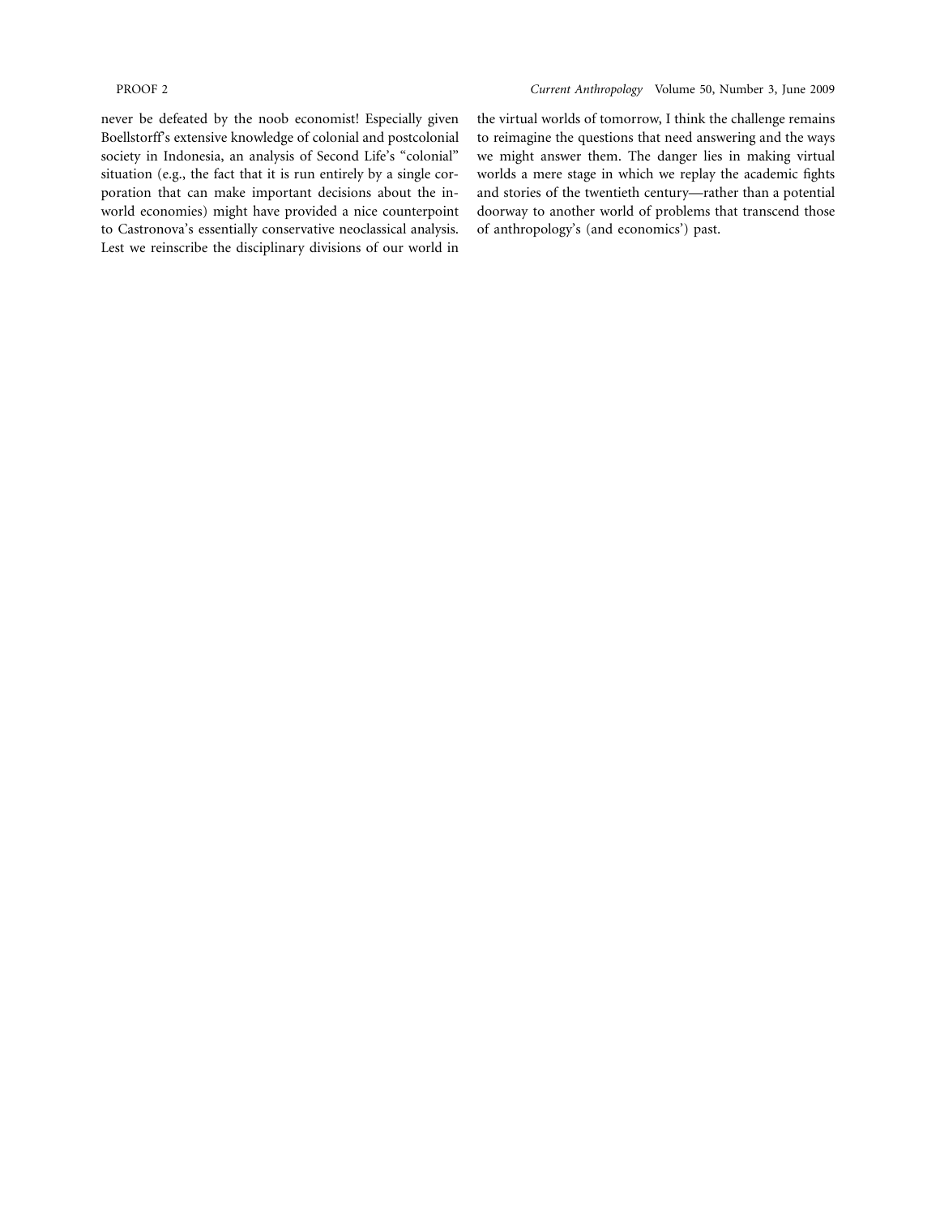never be defeated by the noob economist! Especially given Boellstorff's extensive knowledge of colonial and postcolonial society in Indonesia, an analysis of Second Life's "colonial" situation (e.g., the fact that it is run entirely by a single corporation that can make important decisions about the in-world economies) might have provided a nice counterpoint to Castronova's essentially conservative neoclassical analysis. Lest we reinscribe the disciplinary divisions of our world in the virtual worlds of tomorrow, I think the challenge remains to reimagine the questions that need answering and the ways we might answer them. The danger lies in making virtual worlds a mere stage in which we replay the academic fights and stories of the twentieth century—rather than a potential doorway to another world of problems that transcend those of anthropology's (and economics') past.